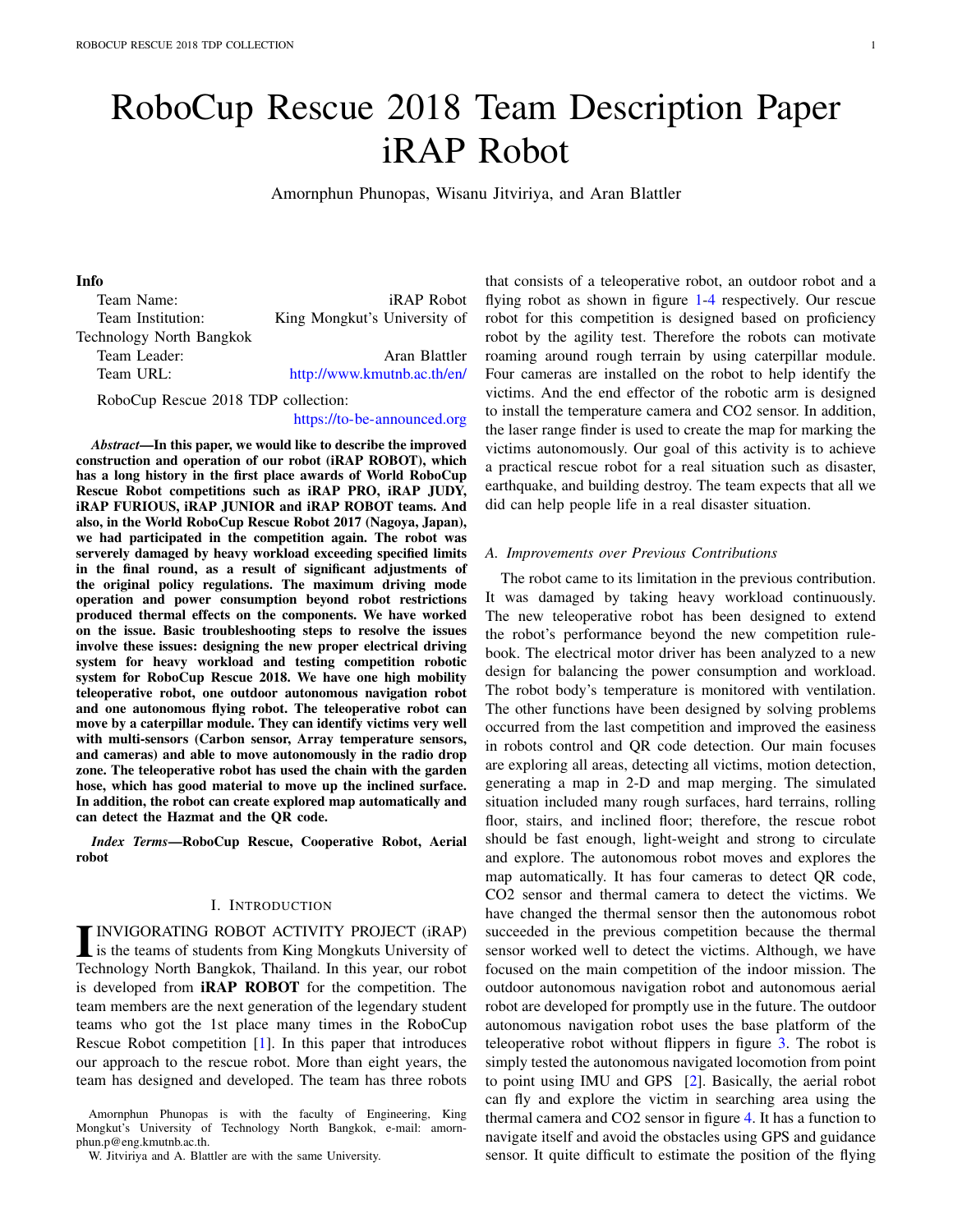# RoboCup Rescue 2018 Team Description Paper iRAP Robot

Amornphun Phunopas, Wisanu Jitviriya, and Aran Blattler

**Info**

Team Name: iRAP Robot
Team Institution: King Mongkut's University of Technology North Bangkok
Team Leader: Aran Blattler
Team URL: http://www.kmutnb.ac.th/en/

RoboCup Rescue 2018 TDP collection: https://to-be-announced.org

***Abstract*—In this paper, we would like to describe the improved construction and operation of our robot (iRAP ROBOT), which has a long history in the first place awards of World RoboCup Rescue Robot competitions such as iRAP PRO, iRAP JUDY, iRAP FURIOUS, iRAP JUNIOR and iRAP ROBOT teams. And also, in the World RoboCup Rescue Robot 2017 (Nagoya, Japan), we had participated in the competition again. The robot was serverely damaged by heavy workload exceeding specified limits in the final round, as a result of significant adjustments of the original policy regulations. The maximum driving mode operation and power consumption beyond robot restrictions produced thermal effects on the components. We have worked on the issue. Basic troubleshooting steps to resolve the issues involve these issues: designing the new proper electrical driving system for heavy workload and testing competition robotic system for RoboCup Rescue 2018. We have one high mobility teleoperative robot, one outdoor autonomous navigation robot and one autonomous flying robot. The teleoperative robot can move by a caterpillar module. They can identify victims very well with multi-sensors (Carbon sensor, Array temperature sensors, and cameras) and able to move autonomously in the radio drop zone. The teleoperative robot has used the chain with the garden hose, which has good material to move up the inclined surface. In addition, the robot can create explored map automatically and can detect the Hazmat and the QR code.**

***Index Terms*—RoboCup Rescue, Cooperative Robot, Aerial robot**

## I. Introduction

INVIGORATING ROBOT ACTIVITY PROJECT (iRAP) is the teams of students from King Mongkuts University of Technology North Bangkok, Thailand. In this year, our robot is developed from **iRAP ROBOT** for the competition. The team members are the next generation of the legendary student teams who got the 1st place many times in the RoboCup Rescue Robot competition [1]. In this paper that introduces our approach to the rescue robot. More than eight years, the team has designed and developed. The team has three robots that consists of a teleoperative robot, an outdoor robot and a flying robot as shown in figure 1-4 respectively. Our rescue robot for this competition is designed based on proficiency robot by the agility test. Therefore the robots can motivate roaming around rough terrain by using caterpillar module. Four cameras are installed on the robot to help identify the victims. And the end effector of the robotic arm is designed to install the temperature camera and CO2 sensor. In addition, the laser range finder is used to create the map for marking the victims autonomously. Our goal of this activity is to achieve a practical rescue robot for a real situation such as disaster, earthquake, and building destroy. The team expects that all we did can help people life in a real disaster situation.

Amornphun Phunopas is with the faculty of Engineering, King Mongkut's University of Technology North Bangkok, e-mail: amornphun.p@eng.kmutnb.ac.th.

W. Jitviriya and A. Blattler are with the same University.

### A. Improvements over Previous Contributions

The robot came to its limitation in the previous contribution. It was damaged by taking heavy workload continuously. The new teleoperative robot has been designed to extend the robot's performance beyond the new competition rulebook. The electrical motor driver has been analyzed to a new design for balancing the power consumption and workload. The robot body's temperature is monitored with ventilation. The other functions have been designed by solving problems occurred from the last competition and improved the easiness in robots control and QR code detection. Our main focuses are exploring all areas, detecting all victims, motion detection, generating a map in 2-D and map merging. The simulated situation included many rough surfaces, hard terrains, rolling floor, stairs, and inclined floor; therefore, the rescue robot should be fast enough, light-weight and strong to circulate and explore. The autonomous robot moves and explores the map automatically. It has four cameras to detect QR code, CO2 sensor and thermal camera to detect the victims. We have changed the thermal sensor then the autonomous robot succeeded in the previous competition because the thermal sensor worked well to detect the victims. Although, we have focused on the main competition of the indoor mission. The outdoor autonomous navigation robot and autonomous aerial robot are developed for promptly use in the future. The outdoor autonomous navigation robot uses the base platform of the teleoperative robot without flippers in figure 3. The robot is simply tested the autonomous navigated locomotion from point to point using IMU and GPS [2]. Basically, the aerial robot can fly and explore the victim in searching area using the thermal camera and CO2 sensor in figure 4. It has a function to navigate itself and avoid the obstacles using GPS and guidance sensor. It quite difficult to estimate the position of the flying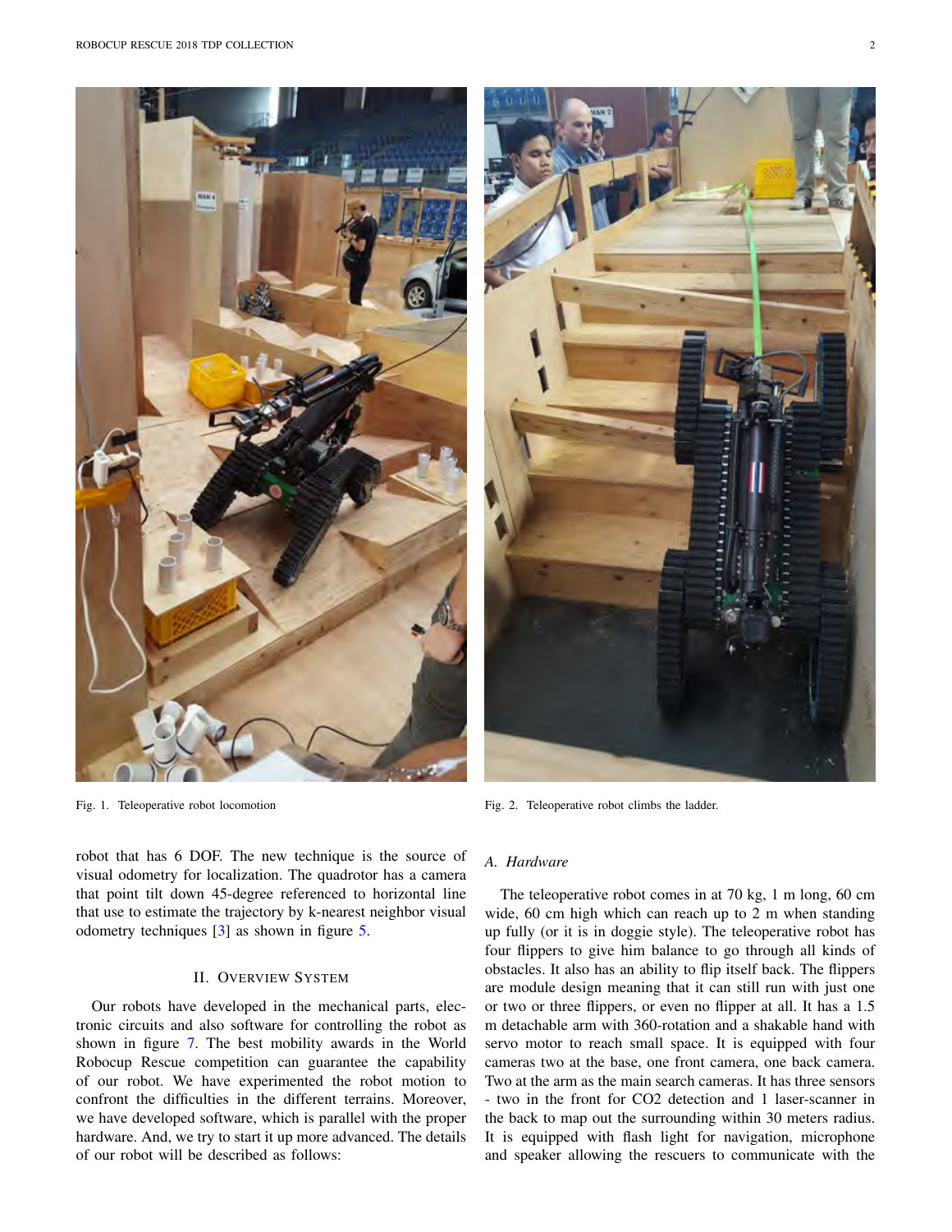Fig. 1. Teleoperative robot locomotion

Fig. 2. Teleoperative robot climbs the ladder.

robot that has 6 DOF. The new technique is the source of visual odometry for localization. The quadrotor has a camera that point tilt down 45-degree referenced to horizontal line that use to estimate the trajectory by k-nearest neighbor visual odometry techniques [3] as shown in figure 5.

## II. Overview System

Our robots have developed in the mechanical parts, electronic circuits and also software for controlling the robot as shown in figure 7. The best mobility awards in the World Robocup Rescue competition can guarantee the capability of our robot. We have experimented the robot motion to confront the difficulties in the different terrains. Moreover, we have developed software, which is parallel with the proper hardware. And, we try to start it up more advanced. The details of our robot will be described as follows:

### A. Hardware

The teleoperative robot comes in at 70 kg, 1 m long, 60 cm wide, 60 cm high which can reach up to 2 m when standing up fully (or it is in doggie style). The teleoperative robot has four flippers to give him balance to go through all kinds of obstacles. It also has an ability to flip itself back. The flippers are module design meaning that it can still run with just one or two or three flippers, or even no flipper at all. It has a 1.5 m detachable arm with 360-rotation and a shakable hand with servo motor to reach small space. It is equipped with four cameras two at the base, one front camera, one back camera. Two at the arm as the main search cameras. It has three sensors - two in the front for $CO_2$ detection and 1 laser-scanner in the back to map out the surrounding within 30 meters radius. It is equipped with flash light for navigation, microphone and speaker allowing the rescuers to communicate with the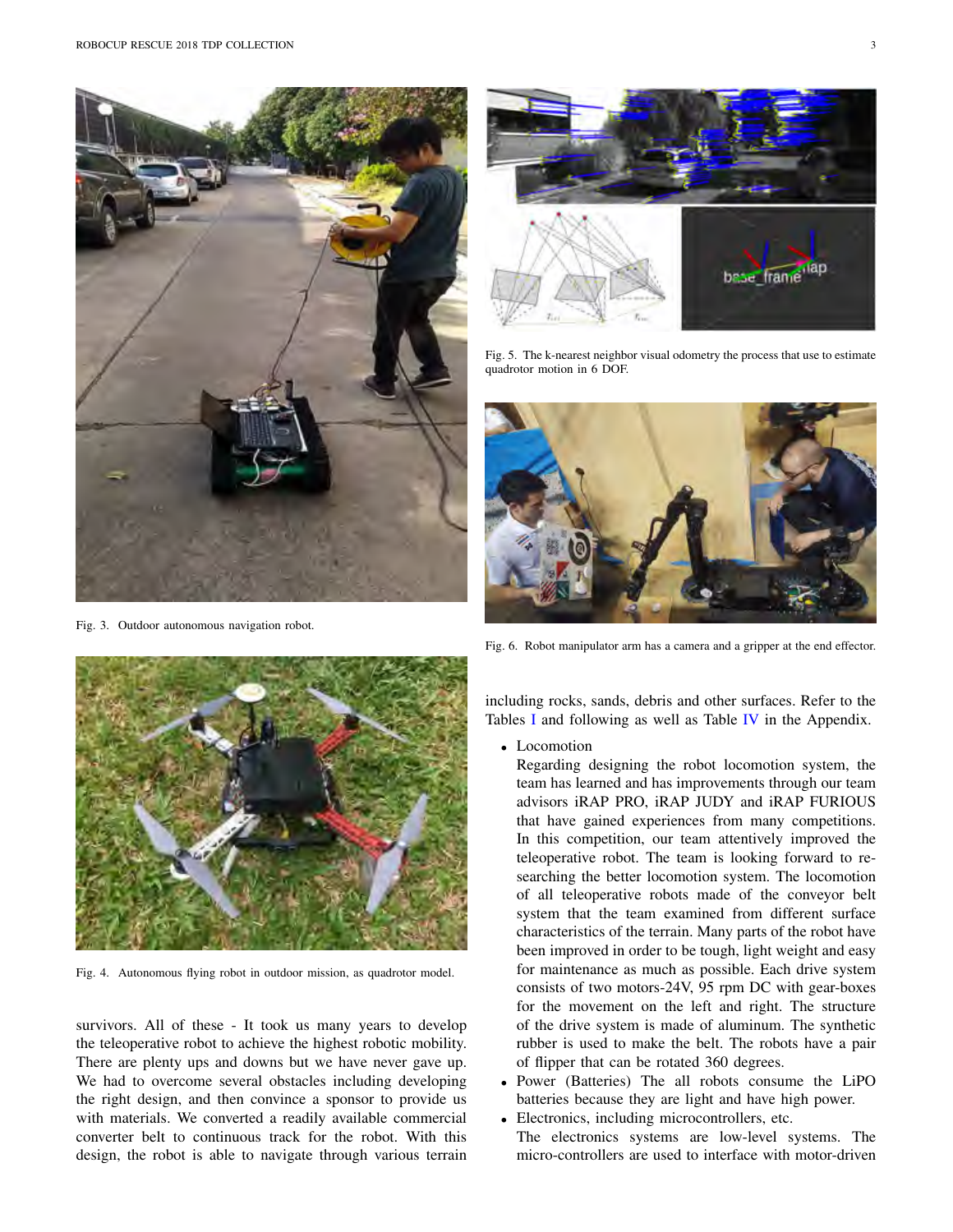Fig. 3. Outdoor autonomous navigation robot.

Fig. 4. Autonomous flying robot in outdoor mission, as quadrotor model.

Fig. 5. The k-nearest neighbor visual odometry the process that use to estimate quadrotor motion in 6 DOF.

Fig. 6. Robot manipulator arm has a camera and a gripper at the end effector.

survivors. All of these - It took us many years to develop the teleoperative robot to achieve the highest robotic mobility. There are plenty ups and downs but we have never gave up. We had to overcome several obstacles including developing the right design, and then convince a sponsor to provide us with materials. We converted a readily available commercial converter belt to continuous track for the robot. With this design, the robot is able to navigate through various terrain including rocks, sands, debris and other surfaces. Refer to the Tables I and following as well as Table IV in the Appendix.

- Locomotion
  Regarding designing the robot locomotion system, the team has learned and has improvements through our team advisors iRAP PRO, iRAP JUDY and iRAP FURIOUS that have gained experiences from many competitions. In this competition, our team attentively improved the teleoperative robot. The team is looking forward to researching the better locomotion system. The locomotion of all teleoperative robots made of the conveyor belt system that the team examined from different surface characteristics of the terrain. Many parts of the robot have been improved in order to be tough, light weight and easy for maintenance as much as possible. Each drive system consists of two motors-24V, 95 rpm DC with gear-boxes for the movement on the left and right. The structure of the drive system is made of aluminum. The synthetic rubber is used to make the belt. The robots have a pair of flipper that can be rotated 360 degrees.
- Power (Batteries) The all robots consume the LiPO batteries because they are light and have high power.
- Electronics, including microcontrollers, etc.
  The electronics systems are low-level systems. The micro-controllers are used to interface with motor-driven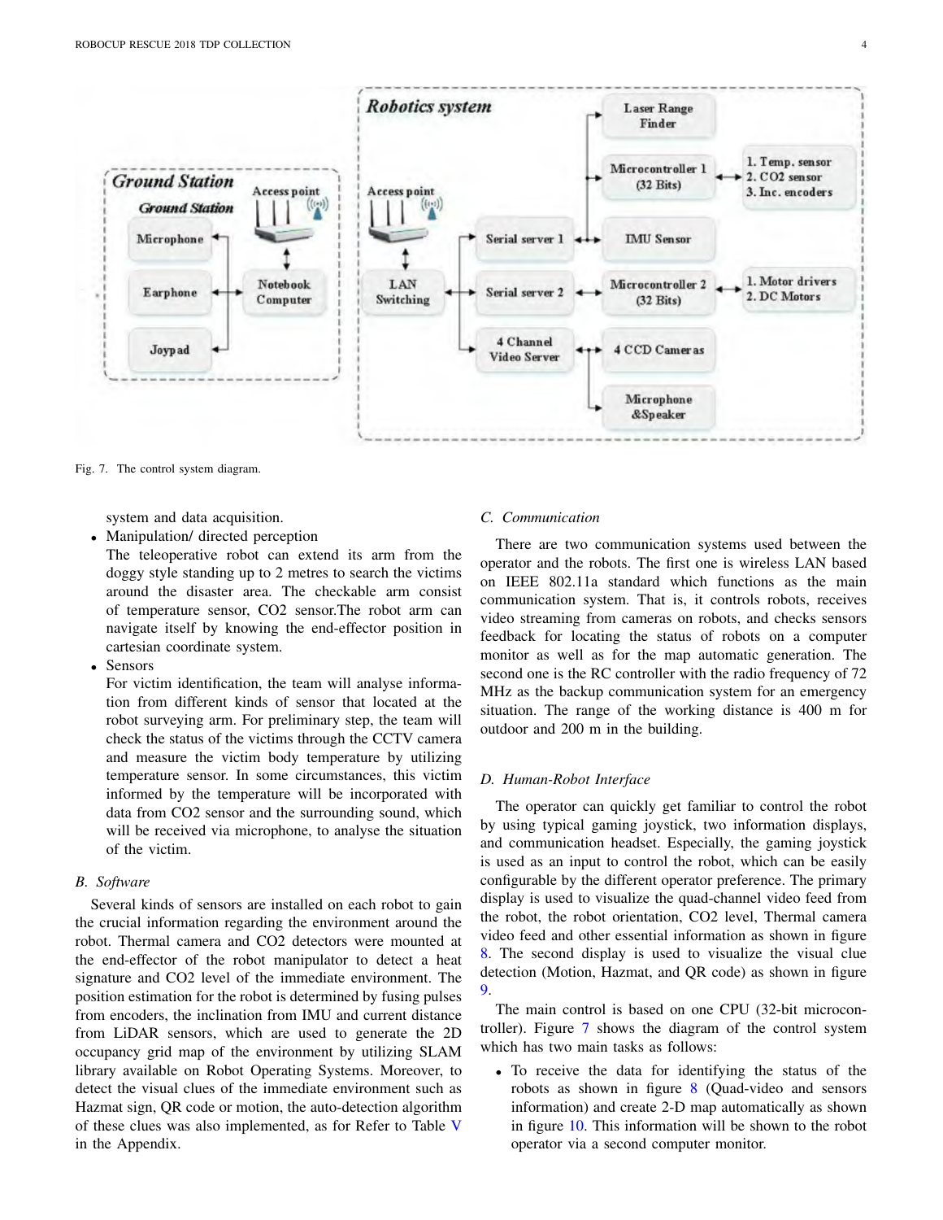Fig. 7. The control system diagram.

system and data acquisition.

- Manipulation/ directed perception
  The teleoperative robot can extend its arm from the doggy style standing up to 2 metres to search the victims around the disaster area. The checkable arm consist of temperature sensor, CO2 sensor.The robot arm can navigate itself by knowing the end-effector position in cartesian coordinate system.
- Sensors
  For victim identification, the team will analyse information from different kinds of sensor that located at the robot surveying arm. For preliminary step, the team will check the status of the victims through the CCTV camera and measure the victim body temperature by utilizing temperature sensor. In some circumstances, this victim informed by the temperature will be incorporated with data from CO2 sensor and the surrounding sound, which will be received via microphone, to analyse the situation of the victim.

### B. Software

Several kinds of sensors are installed on each robot to gain the crucial information regarding the environment around the robot. Thermal camera and CO2 detectors were mounted at the end-effector of the robot manipulator to detect a heat signature and CO2 level of the immediate environment. The position estimation for the robot is determined by fusing pulses from encoders, the inclination from IMU and current distance from LiDAR sensors, which are used to generate the 2D occupancy grid map of the environment by utilizing SLAM library available on Robot Operating Systems. Moreover, to detect the visual clues of the immediate environment such as Hazmat sign, QR code or motion, the auto-detection algorithm of these clues was also implemented, as for Refer to Table V in the Appendix.

### C. Communication

There are two communication systems used between the operator and the robots. The first one is wireless LAN based on IEEE 802.11a standard which functions as the main communication system. That is, it controls robots, receives video streaming from cameras on robots, and checks sensors feedback for locating the status of robots on a computer monitor as well as for the map automatic generation. The second one is the RC controller with the radio frequency of 72 MHz as the backup communication system for an emergency situation. The range of the working distance is 400 m for outdoor and 200 m in the building.

### D. Human-Robot Interface

The operator can quickly get familiar to control the robot by using typical gaming joystick, two information displays, and communication headset. Especially, the gaming joystick is used as an input to control the robot, which can be easily configurable by the different operator preference. The primary display is used to visualize the quad-channel video feed from the robot, the robot orientation, CO2 level, Thermal camera video feed and other essential information as shown in figure 8. The second display is used to visualize the visual clue detection (Motion, Hazmat, and QR code) as shown in figure 9.

The main control is based on one CPU (32-bit microcontroller). Figure 7 shows the diagram of the control system which has two main tasks as follows:

- To receive the data for identifying the status of the robots as shown in figure 8 (Quad-video and sensors information) and create 2-D map automatically as shown in figure 10. This information will be shown to the robot operator via a second computer monitor.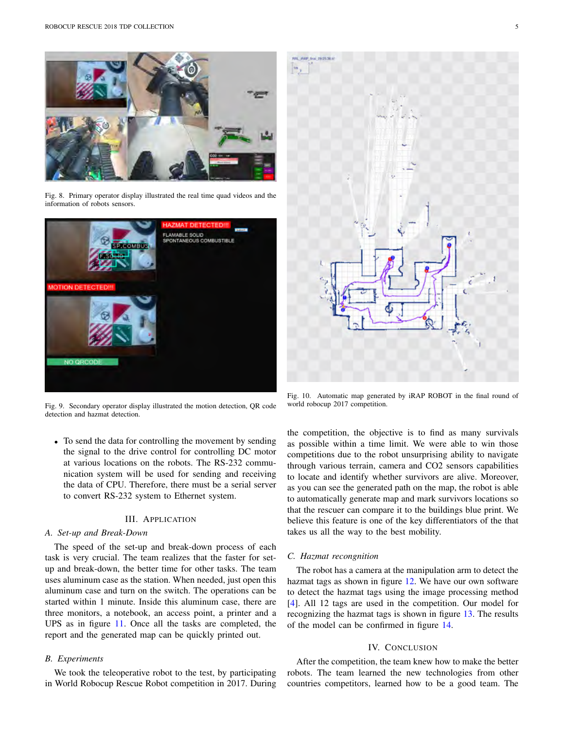Fig. 8. Primary operator display illustrated the real time quad videos and the information of robots sensors.

Fig. 9. Secondary operator display illustrated the motion detection, QR code detection and hazmat detection.

- To send the data for controlling the movement by sending the signal to the drive control for controlling DC motor at various locations on the robots. The RS-232 communication system will be used for sending and receiving the data of CPU. Therefore, there must be a serial server to convert RS-232 system to Ethernet system.

## III. Application

### A. Set-up and Break-Down

The speed of the set-up and break-down process of each task is very crucial. The team realizes that the faster for set-up and break-down, the better time for other tasks. The team uses aluminum case as the station. When needed, just open this aluminum case and turn on the switch. The operations can be started within 1 minute. Inside this aluminum case, there are three monitors, a notebook, an access point, a printer and a UPS as in figure 11. Once all the tasks are completed, the report and the generated map can be quickly printed out.

### B. Experiments

We took the teleoperative robot to the test, by participating in World Robocup Rescue Robot competition in 2017. During the competition, the objective is to find as many survivals as possible within a time limit. We were able to win those competitions due to the robot unsurprising ability to navigate through various terrain, camera and $CO_2$ sensors capabilities to locate and identify whether survivors are alive. Moreover, as you can see the generated path on the map, the robot is able to automatically generate map and mark survivors locations so that the rescuer can compare it to the buildings blue print. We believe this feature is one of the key differentiators of the that takes us all the way to the best mobility.

Fig. 10. Automatic map generated by iRAP ROBOT in the final round of world robocup 2017 competition.

### C. Hazmat recongnition

The robot has a camera at the manipulation arm to detect the hazmat tags as shown in figure 12. We have our own software to detect the hazmat tags using the image processing method [4]. All 12 tags are used in the competition. Our model for recognizing the hazmat tags is shown in figure 13. The results of the model can be confirmed in figure 14.

## IV. Conclusion

After the competition, the team knew how to make the better robots. The team learned the new technologies from other countries competitors, learned how to be a good team. The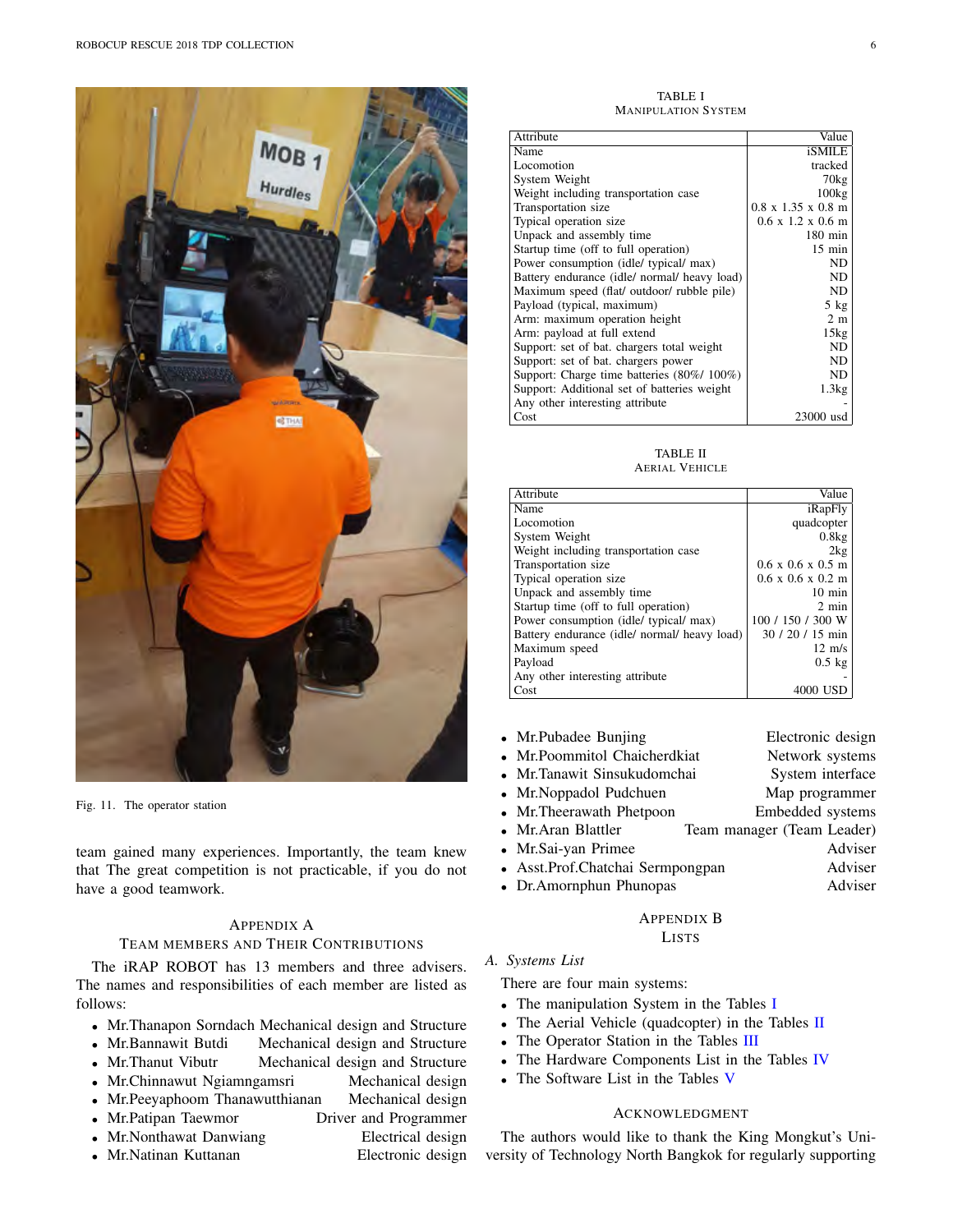Fig. 11. The operator station

team gained many experiences. Importantly, the team knew that The great competition is not practicable, if you do not have a good teamwork.

## Appendix A
## Team Members and Their Contributions

The iRAP ROBOT has 13 members and three advisers. The names and responsibilities of each member are listed as follows:

- Mr.Thanapon Sorndach Mechanical design and Structure
- Mr.Bannawit Butdi Mechanical design and Structure
- Mr.Thanut Vibutr Mechanical design and Structure
- Mr.Chinnawut Ngiamngamsri Mechanical design
- Mr.Peeyaphoom Thanawutthianan Mechanical design
- Mr.Patipan Taewmor Driver and Programmer
- Mr.Nonthawat Danwiang Electrical design
- Mr.Natinan Kuttanan Electronic design
- Mr.Pubadee Bunjing Electronic design
- Mr.Poommitol Chaicherdkiat Network systems
- Mr.Tanawit Sinsukudomchai System interface
- Mr.Noppadol Pudchuen Map programmer
- Mr.Theerawath Phetpoon Embedded systems
- Mr.Aran Blattler Team manager (Team Leader)
- Mr.Sai-yan Primee Adviser
- Asst.Prof.Chatchai Sermpongpan Adviser
- Dr.Amornphun Phunopas Adviser

TABLE I
MANIPULATION SYSTEM

| Attribute | Value |
|---|---|
| Name | iSMILE |
| Locomotion | tracked |
| System Weight | 70kg |
| Weight including transportation case | 100kg |
| Transportation size | 0.8 x 1.35 x 0.8 m |
| Typical operation size | 0.6 x 1.2 x 0.6 m |
| Unpack and assembly time | 180 min |
| Startup time (off to full operation) | 15 min |
| Power consumption (idle/ typical/ max) | ND |
| Battery endurance (idle/ normal/ heavy load) | ND |
| Maximum speed (flat/ outdoor/ rubble pile) | ND |
| Payload (typical, maximum) | 5 kg |
| Arm: maximum operation height | 2 m |
| Arm: payload at full extend | 15kg |
| Support: set of bat. chargers total weight | ND |
| Support: set of bat. chargers power | ND |
| Support: Charge time batteries (80%/ 100%) | ND |
| Support: Additional set of batteries weight | 1.3kg |
| Any other interesting attribute | - |
| Cost | 23000 usd |

TABLE II
AERIAL VEHICLE

| Attribute | Value |
|---|---|
| Name | iRapFly |
| Locomotion | quadcopter |
| System Weight | 0.8kg |
| Weight including transportation case | 2kg |
| Transportation size | 0.6 x 0.6 x 0.5 m |
| Typical operation size | 0.6 x 0.6 x 0.2 m |
| Unpack and assembly time | 10 min |
| Startup time (off to full operation) | 2 min |
| Power consumption (idle/ typical/ max) | 100 / 150 / 300 W |
| Battery endurance (idle/ normal/ heavy load) | 30 / 20 / 15 min |
| Maximum speed | 12 m/s |
| Payload | 0.5 kg |
| Any other interesting attribute | - |
| Cost | 4000 USD |

## Appendix B
## Lists

### A. Systems List

There are four main systems:

- The manipulation System in the Tables I
- The Aerial Vehicle (quadcopter) in the Tables II
- The Operator Station in the Tables III
- The Hardware Components List in the Tables IV
- The Software List in the Tables V

## Acknowledgment

The authors would like to thank the King Mongkut's University of Technology North Bangkok for regularly supporting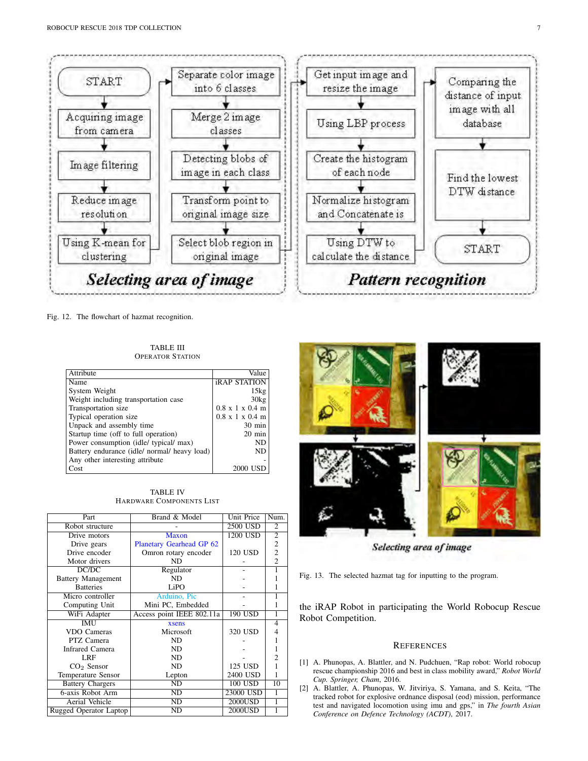Fig. 12. The flowchart of hazmat recognition.

TABLE III
OPERATOR STATION

| Attribute | Value |
|---|---|
| Name | iRAP STATION |
| System Weight | 15kg |
| Weight including transportation case | 30kg |
| Transportation size | 0.8 x 1 x 0.4 m |
| Typical operation size | 0.8 x 1 x 0.4 m |
| Unpack and assembly time | 30 min |
| Startup time (off to full operation) | 20 min |
| Power consumption (idle/ typical/ max) | ND |
| Battery endurance (idle/ normal/ heavy load) | ND |
| Any other interesting attribute | - |
| Cost | 2000 USD |

TABLE IV
HARDWARE COMPONENTS LIST

| Part | Brand & Model | Unit Price | Num. |
|---|---|---|---|
| Robot structure | - | 2500 USD | 2 |
| Drive motors | Maxon | 1200 USD | 2 |
| Drive gears | Planetary Gearhead GP 62 | | 2 |
| Drive encoder | Omron rotary encoder | 120 USD | 2 |
| Motor drivers | ND | - | 2 |
| DC/DC | Regulator | - | 1 |
| Battery Management | ND | - | 1 |
| Batteries | LiPO | - | 1 |
| Micro controller | Arduino, Pic | - | 1 |
| Computing Unit | Mini PC, Embedded | - | 1 |
| WiFi Adapter | Access point IEEE 802.11a | 190 USD | 1 |
| IMU | xsens | | 4 |
| VDO Cameras | Microsoft | 320 USD | 4 |
| PTZ Camera | ND | - | 1 |
| Infrared Camera | ND | - | 1 |
| LRF | ND | - | 2 |
| $CO_2$ Sensor | ND | 125 USD | 1 |
| Temperature Sensor | Lepton | 2400 USD | 1 |
| Battery Chargers | ND | 100 USD | 10 |
| 6-axis Robot Arm | ND | 23000 USD | 1 |
| Aerial Vehicle | ND | 2000USD | 1 |
| Rugged Operator Laptop | ND | 2000USD | 1 |

Fig. 13. The selected hazmat tag for inputting to the program.

the iRAP Robot in participating the World Robocup Rescue Robot Competition.

## REFERENCES

[1] A. Phunopas, A. Blattler, and N. Pudchuen, "Rap robot: World robocup rescue championship 2016 and best in class mobility award," *Robot World Cup. Springer, Cham*, 2016.

[2] A. Blattler, A. Phunopas, W. Jitviriya, S. Yamana, and S. Keita, "The tracked robot for explosive ordnance disposal (eod) mission, performance test and navigated locomotion using imu and gps," in *The fourth Asian Conference on Defence Technology (ACDT)*, 2017.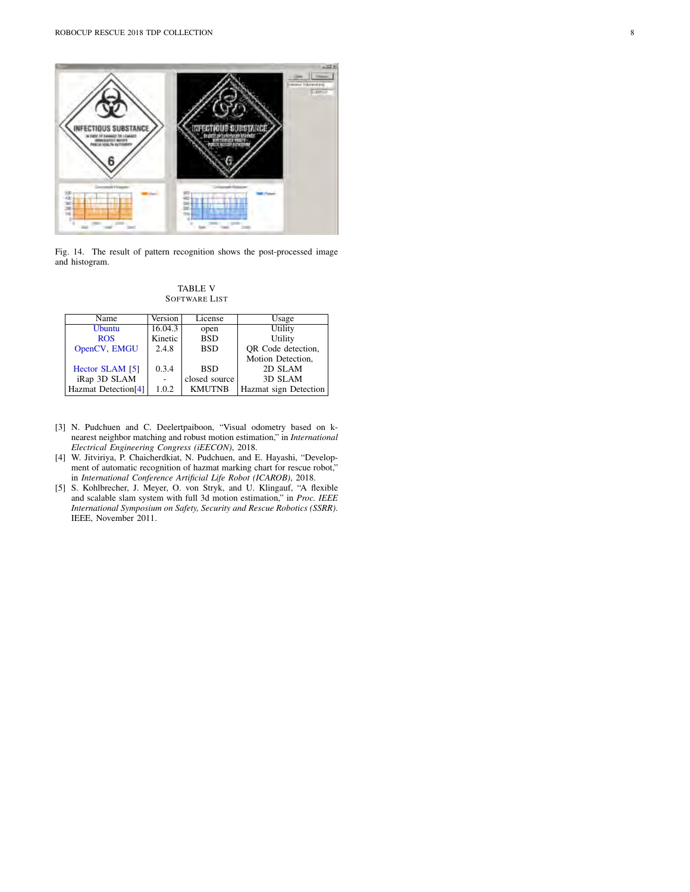Fig. 14. The result of pattern recognition shows the post-processed image and histogram.

TABLE V
SOFTWARE LIST

| Name | Version | License | Usage |
| --- | --- | --- | --- |
| Ubuntu | 16.04.3 | open | Utility |
| ROS | Kinetic | BSD | Utility |
| OpenCV, EMGU | 2.4.8 | BSD | QR Code detection, Motion Detection, |
| Hector SLAM [5] | 0.3.4 | BSD | 2D SLAM |
| iRap 3D SLAM | - | closed source | 3D SLAM |
| Hazmat Detection[4] | 1.0.2 | KMUTNB | Hazmat sign Detection |

[3] N. Pudchuen and C. Deelertpaiboon, "Visual odometry based on k-nearest neighbor matching and robust motion estimation," in *International Electrical Engineering Congress (iEECON)*, 2018.

[4] W. Jitviriya, P. Chaicherdkiat, N. Pudchuen, and E. Hayashi, "Development of automatic recognition of hazmat marking chart for rescue robot," in *International Conference Artificial Life Robot (ICAROB)*, 2018.

[5] S. Kohlbrecher, J. Meyer, O. von Stryk, and U. Klingauf, "A flexible and scalable slam system with full 3d motion estimation," in *Proc. IEEE International Symposium on Safety, Security and Rescue Robotics (SSRR)*. IEEE, November 2011.